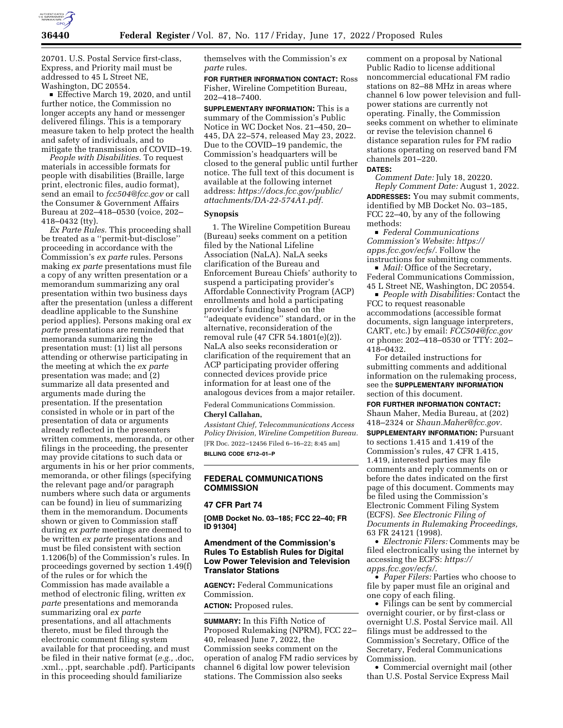20701. U.S. Postal Service first-class, Express, and Priority mail must be addressed to 45 L Street NE, Washington, DC 20554.

- Effective March 19, 2020, and until further notice, the Commission no longer accepts any hand or messenger delivered filings. This is a temporary measure taken to help protect the health and safety of individuals, and to mitigate the transmission of COVID–19.

*People with Disabilities.* To request materials in accessible formats for people with disabilities (Braille, large print, electronic files, audio format), send an email to *fcc504@fcc.gov* or call the Consumer & Government Affairs Bureau at 202–418–0530 (voice, 202–418–0432 (tty).

*Ex Parte Rules.* This proceeding shall be treated as a ''permit-but-disclose'' proceeding in accordance with the Commission's *ex parte* rules. Persons making *ex parte* presentations must file a copy of any written presentation or a memorandum summarizing any oral presentation within two business days after the presentation (unless a different deadline applicable to the Sunshine period applies). Persons making oral *ex parte* presentations are reminded that memoranda summarizing the presentation must: (1) list all persons attending or otherwise participating in the meeting at which the *ex parte* presentation was made; and (2) summarize all data presented and arguments made during the presentation. If the presentation consisted in whole or in part of the presentation of data or arguments already reflected in the presenters written comments, memoranda, or other filings in the proceeding, the presenter may provide citations to such data or arguments in his or her prior comments, memoranda, or other filings (specifying the relevant page and/or paragraph numbers where such data or arguments can be found) in lieu of summarizing them in the memorandum. Documents shown or given to Commission staff during *ex parte* meetings are deemed to be written *ex parte* presentations and must be filed consistent with section 1.1206(b) of the Commission's rules. In proceedings governed by section 1.49(f) of the rules or for which the Commission has made available a method of electronic filing, written *ex parte* presentations and memoranda summarizing oral *ex parte* presentations, and all attachments thereto, must be filed through the electronic comment filing system available for that proceeding, and must be filed in their native format (*e.g.,* .doc, .xml., .ppt, searchable .pdf). Participants in this proceeding should familiarize themselves with the Commission's *ex parte* rules.

**FOR FURTHER INFORMATION CONTACT:** Ross Fisher, Wireline Competition Bureau, 202–418–7400.

**SUPPLEMENTARY INFORMATION:** This is a summary of the Commission's Public Notice in WC Docket Nos. 21–450, 20–445, DA 22–574, released May 23, 2022. Due to the COVID–19 pandemic, the Commission's headquarters will be closed to the general public until further notice. The full text of this document is available at the following internet address: *https://docs.fcc.gov/public/attachments/DA-22-574A1.pdf.*

## Synopsis

1. The Wireline Competition Bureau (Bureau) seeks comment on a petition filed by the National Lifeline Association (NaLA). NaLA seeks clarification of the Bureau and Enforcement Bureau Chiefs' authority to suspend a participating provider's Affordable Connectivity Program (ACP) enrollments and hold a participating provider's funding based on the ''adequate evidence'' standard, or in the alternative, reconsideration of the removal rule (47 CFR 54.1801(e)(2)). NaLA also seeks reconsideration or clarification of the requirement that an ACP participating provider offering connected devices provide price information for at least one of the analogous devices from a major retailer.

Federal Communications Commission.

**Cheryl Callahan,**

*Assistant Chief, Telecommunications Access Policy Division, Wireline Competition Bureau.*

[FR Doc. 2022–12456 Filed 6–16–22; 8:45 am]

**BILLING CODE 6712–01–P**

---

# FEDERAL COMMUNICATIONS COMMISSION

## 47 CFR Part 74

**[OMB Docket No. 03–185; FCC 22–40; FR ID 91304]**

## Amendment of the Commission's Rules To Establish Rules for Digital Low Power Television and Television Translator Stations

**AGENCY:** Federal Communications Commission.

**ACTION:** Proposed rules.

**SUMMARY:** In this Fifth Notice of Proposed Rulemaking (NPRM), FCC 22–40, released June 7, 2022, the Commission seeks comment on the operation of analog FM radio services by channel 6 digital low power television stations. The Commission also seeks comment on a proposal by National Public Radio to license additional noncommercial educational FM radio stations on 82–88 MHz in areas where channel 6 low power television and full-power stations are currently not operating. Finally, the Commission seeks comment on whether to eliminate or revise the television channel 6 distance separation rules for FM radio stations operating on reserved band FM channels 201–220.

**DATES:**

*Comment Date:* July 18, 20220.

*Reply Comment Date:* August 1, 2022.

**ADDRESSES:** You may submit comments, identified by MB Docket No. 03–185, FCC 22–40, by any of the following methods:

- *Federal Communications Commission's Website: https://apps.fcc.gov/ecfs/.* Follow the instructions for submitting comments.
- *Mail:* Office of the Secretary, Federal Communications Commission, 45 L Street NE, Washington, DC 20554.
- *People with Disabilities:* Contact the FCC to request reasonable accommodations (accessible format documents, sign language interpreters, CART, etc.) by email: *FCC504@fcc.gov* or phone: 202–418–0530 or TTY: 202–418–0432.

For detailed instructions for submitting comments and additional information on the rulemaking process, see the **SUPPLEMENTARY INFORMATION** section of this document.

**FOR FURTHER INFORMATION CONTACT:** Shaun Maher, Media Bureau, at (202) 418–2324 or *Shaun.Maher@fcc.gov.*

**SUPPLEMENTARY INFORMATION:** Pursuant to sections 1.415 and 1.419 of the Commission's rules, 47 CFR 1.415, 1.419, interested parties may file comments and reply comments on or before the dates indicated on the first page of this document. Comments may be filed using the Commission's Electronic Comment Filing System (ECFS). *See Electronic Filing of Documents in Rulemaking Proceedings,* 63 FR 24121 (1998).

- *Electronic Filers:* Comments may be filed electronically using the internet by accessing the ECFS: *https://apps.fcc.gov/ecfs/.*
- *Paper Filers:* Parties who choose to file by paper must file an original and one copy of each filing.
- Filings can be sent by commercial overnight courier, or by first-class or overnight U.S. Postal Service mail. All filings must be addressed to the Commission's Secretary, Office of the Secretary, Federal Communications Commission.
- Commercial overnight mail (other than U.S. Postal Service Express Mail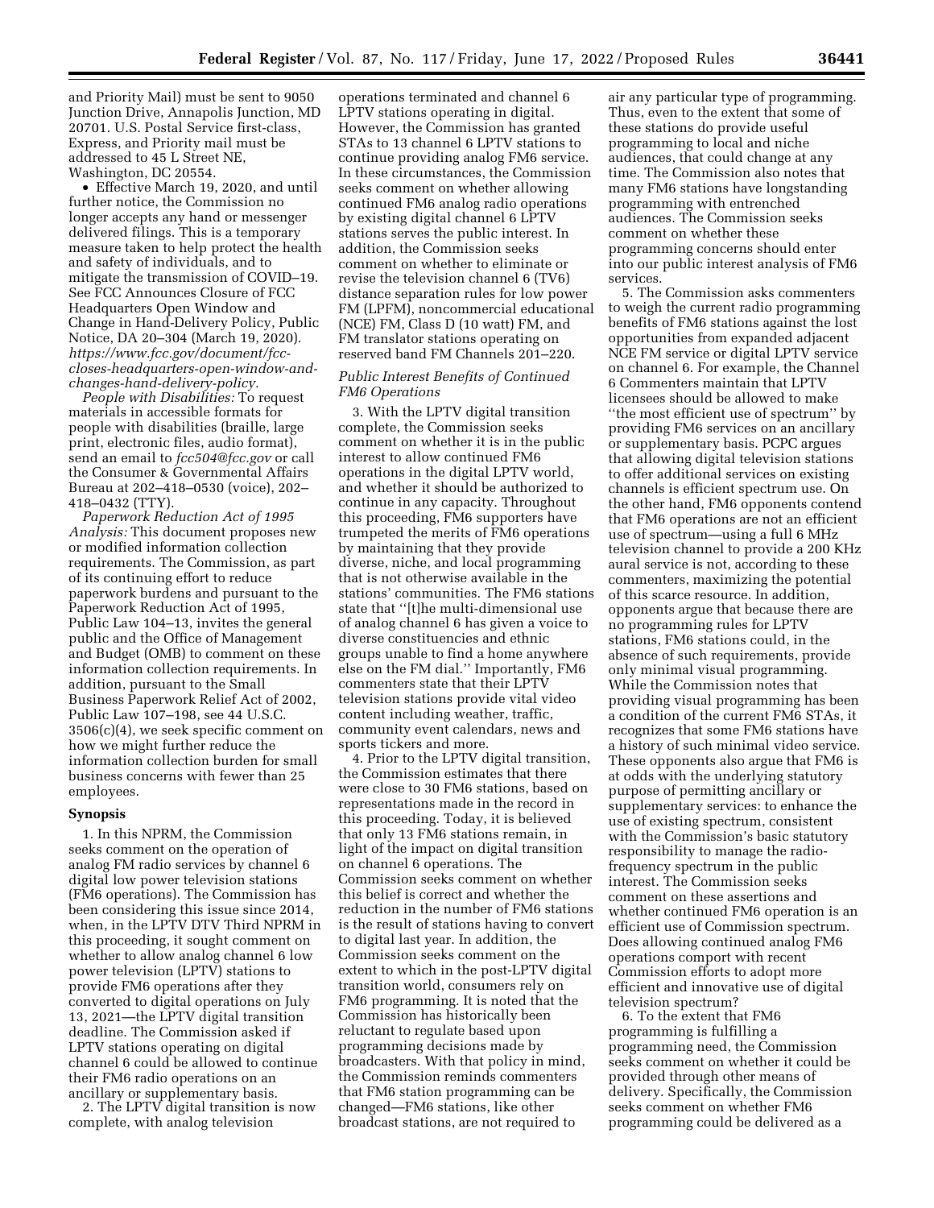and Priority Mail) must be sent to 9050 Junction Drive, Annapolis Junction, MD 20701. U.S. Postal Service first-class, Express, and Priority mail must be addressed to 45 L Street NE, Washington, DC 20554.

- Effective March 19, 2020, and until further notice, the Commission no longer accepts any hand or messenger delivered filings. This is a temporary measure taken to help protect the health and safety of individuals, and to mitigate the transmission of COVID–19. See FCC Announces Closure of FCC Headquarters Open Window and Change in Hand-Delivery Policy, Public Notice, DA 20–304 (March 19, 2020). *https://www.fcc.gov/document/fcc-closes-headquarters-open-window-and-changes-hand-delivery-policy.*

*People with Disabilities:* To request materials in accessible formats for people with disabilities (braille, large print, electronic files, audio format), send an email to *fcc504@fcc.gov* or call the Consumer & Governmental Affairs Bureau at 202–418–0530 (voice), 202–418–0432 (TTY).

*Paperwork Reduction Act of 1995 Analysis:* This document proposes new or modified information collection requirements. The Commission, as part of its continuing effort to reduce paperwork burdens and pursuant to the Paperwork Reduction Act of 1995, Public Law 104–13, invites the general public and the Office of Management and Budget (OMB) to comment on these information collection requirements. In addition, pursuant to the Small Business Paperwork Relief Act of 2002, Public Law 107–198, see 44 U.S.C. 3506(c)(4), we seek specific comment on how we might further reduce the information collection burden for small business concerns with fewer than 25 employees.

## Synopsis

1. In this NPRM, the Commission seeks comment on the operation of analog FM radio services by channel 6 digital low power television stations (FM6 operations). The Commission has been considering this issue since 2014, when, in the LPTV DTV Third NPRM in this proceeding, it sought comment on whether to allow analog channel 6 low power television (LPTV) stations to provide FM6 operations after they converted to digital operations on July 13, 2021—the LPTV digital transition deadline. The Commission asked if LPTV stations operating on digital channel 6 could be allowed to continue their FM6 radio operations on an ancillary or supplementary basis.

2. The LPTV digital transition is now complete, with analog television operations terminated and channel 6 LPTV stations operating in digital. However, the Commission has granted STAs to 13 channel 6 LPTV stations to continue providing analog FM6 service. In these circumstances, the Commission seeks comment on whether allowing continued FM6 analog radio operations by existing digital channel 6 LPTV stations serves the public interest. In addition, the Commission seeks comment on whether to eliminate or revise the television channel 6 (TV6) distance separation rules for low power FM (LPFM), noncommercial educational (NCE) FM, Class D (10 watt) FM, and FM translator stations operating on reserved band FM Channels 201–220.

### *Public Interest Benefits of Continued FM6 Operations*

3. With the LPTV digital transition complete, the Commission seeks comment on whether it is in the public interest to allow continued FM6 operations in the digital LPTV world, and whether it should be authorized to continue in any capacity. Throughout this proceeding, FM6 supporters have trumpeted the merits of FM6 operations by maintaining that they provide diverse, niche, and local programming that is not otherwise available in the stations' communities. The FM6 stations state that ''[t]he multi-dimensional use of analog channel 6 has given a voice to diverse constituencies and ethnic groups unable to find a home anywhere else on the FM dial.'' Importantly, FM6 commenters state that their LPTV television stations provide vital video content including weather, traffic, community event calendars, news and sports tickers and more.

4. Prior to the LPTV digital transition, the Commission estimates that there were close to 30 FM6 stations, based on representations made in the record in this proceeding. Today, it is believed that only 13 FM6 stations remain, in light of the impact on digital transition on channel 6 operations. The Commission seeks comment on whether this belief is correct and whether the reduction in the number of FM6 stations is the result of stations having to convert to digital last year. In addition, the Commission seeks comment on the extent to which in the post-LPTV digital transition world, consumers rely on FM6 programming. It is noted that the Commission has historically been reluctant to regulate based upon programming decisions made by broadcasters. With that policy in mind, the Commission reminds commenters that FM6 station programming can be changed—FM6 stations, like other broadcast stations, are not required to air any particular type of programming. Thus, even to the extent that some of these stations do provide useful programming to local and niche audiences, that could change at any time. The Commission also notes that many FM6 stations have longstanding programming with entrenched audiences. The Commission seeks comment on whether these programming concerns should enter into our public interest analysis of FM6 services.

5. The Commission asks commenters to weigh the current radio programming benefits of FM6 stations against the lost opportunities from expanded adjacent NCE FM service or digital LPTV service on channel 6. For example, the Channel 6 Commenters maintain that LPTV licensees should be allowed to make ''the most efficient use of spectrum'' by providing FM6 services on an ancillary or supplementary basis. PCPC argues that allowing digital television stations to offer additional services on existing channels is efficient spectrum use. On the other hand, FM6 opponents contend that FM6 operations are not an efficient use of spectrum—using a full 6 MHz television channel to provide a 200 KHz aural service is not, according to these commenters, maximizing the potential of this scarce resource. In addition, opponents argue that because there are no programming rules for LPTV stations, FM6 stations could, in the absence of such requirements, provide only minimal visual programming. While the Commission notes that providing visual programming has been a condition of the current FM6 STAs, it recognizes that some FM6 stations have a history of such minimal video service. These opponents also argue that FM6 is at odds with the underlying statutory purpose of permitting ancillary or supplementary services: to enhance the use of existing spectrum, consistent with the Commission's basic statutory responsibility to manage the radio-frequency spectrum in the public interest. The Commission seeks comment on these assertions and whether continued FM6 operation is an efficient use of Commission spectrum. Does allowing continued analog FM6 operations comport with recent Commission efforts to adopt more efficient and innovative use of digital television spectrum?

6. To the extent that FM6 programming is fulfilling a programming need, the Commission seeks comment on whether it could be provided through other means of delivery. Specifically, the Commission seeks comment on whether FM6 programming could be delivered as a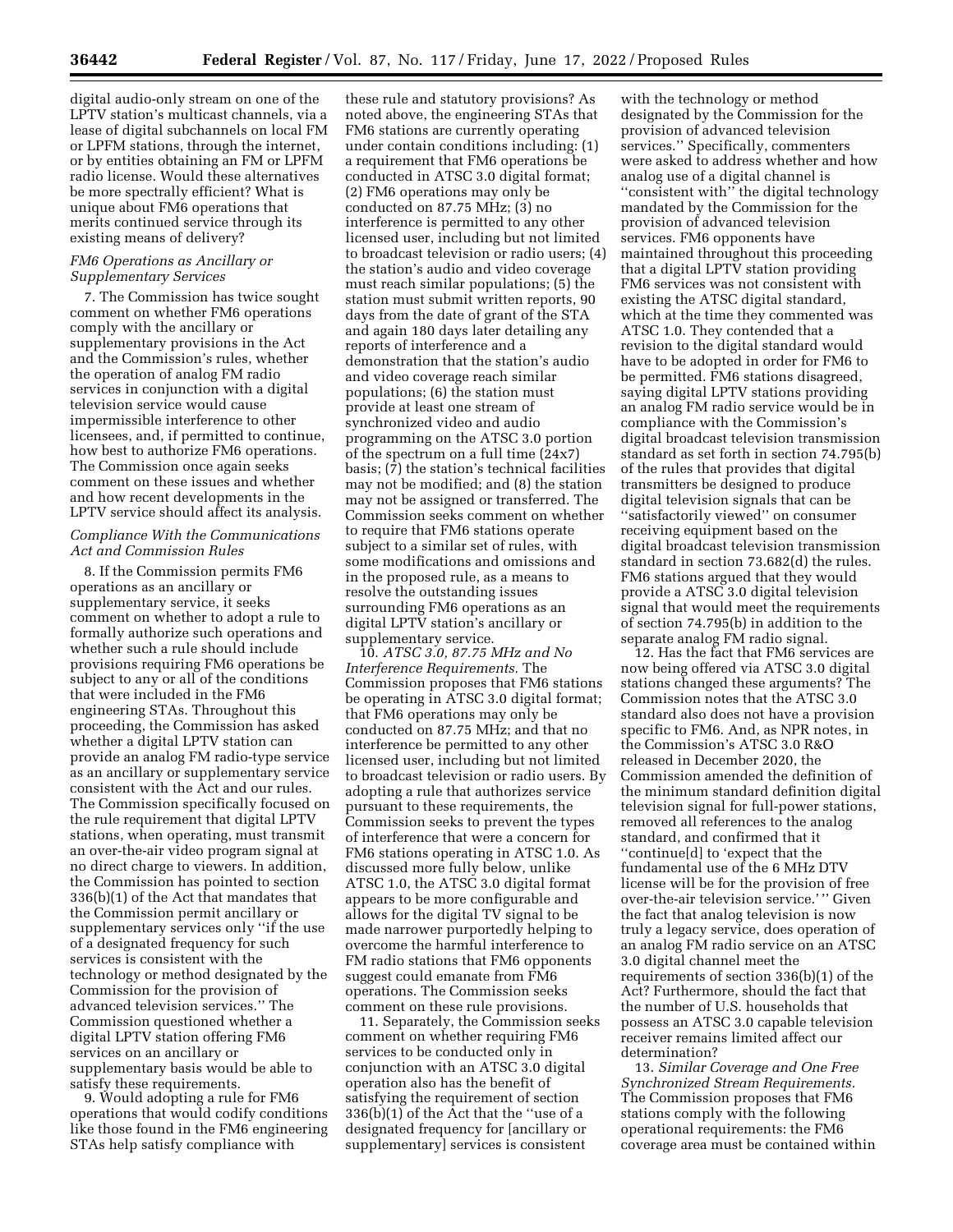digital audio-only stream on one of the LPTV station's multicast channels, via a lease of digital subchannels on local FM or LPFM stations, through the internet, or by entities obtaining an FM or LPFM radio license. Would these alternatives be more spectrally efficient? What is unique about FM6 operations that merits continued service through its existing means of delivery?

### *FM6 Operations as Ancillary or Supplementary Services*

7. The Commission has twice sought comment on whether FM6 operations comply with the ancillary or supplementary provisions in the Act and the Commission's rules, whether the operation of analog FM radio services in conjunction with a digital television service would cause impermissible interference to other licensees, and, if permitted to continue, how best to authorize FM6 operations. The Commission once again seeks comment on these issues and whether and how recent developments in the LPTV service should affect its analysis.

### *Compliance With the Communications Act and Commission Rules*

8. If the Commission permits FM6 operations as an ancillary or supplementary service, it seeks comment on whether to adopt a rule to formally authorize such operations and whether such a rule should include provisions requiring FM6 operations be subject to any or all of the conditions that were included in the FM6 engineering STAs. Throughout this proceeding, the Commission has asked whether a digital LPTV station can provide an analog FM radio-type service as an ancillary or supplementary service consistent with the Act and our rules. The Commission specifically focused on the rule requirement that digital LPTV stations, when operating, must transmit an over-the-air video program signal at no direct charge to viewers. In addition, the Commission has pointed to section 336(b)(1) of the Act that mandates that the Commission permit ancillary or supplementary services only ''if the use of a designated frequency for such services is consistent with the technology or method designated by the Commission for the provision of advanced television services.'' The Commission questioned whether a digital LPTV station offering FM6 services on an ancillary or supplementary basis would be able to satisfy these requirements.

9. Would adopting a rule for FM6 operations that would codify conditions like those found in the FM6 engineering STAs help satisfy compliance with these rule and statutory provisions? As noted above, the engineering STAs that FM6 stations are currently operating under contain conditions including: (1) a requirement that FM6 operations be conducted in ATSC 3.0 digital format; (2) FM6 operations may only be conducted on 87.75 MHz; (3) no interference is permitted to any other licensed user, including but not limited to broadcast television or radio users; (4) the station's audio and video coverage must reach similar populations; (5) the station must submit written reports, 90 days from the date of grant of the STA and again 180 days later detailing any reports of interference and a demonstration that the station's audio and video coverage reach similar populations; (6) the station must provide at least one stream of synchronized video and audio programming on the ATSC 3.0 portion of the spectrum on a full time (24x7) basis; (7) the station's technical facilities may not be modified; and (8) the station may not be assigned or transferred. The Commission seeks comment on whether to require that FM6 stations operate subject to a similar set of rules, with some modifications and omissions and in the proposed rule, as a means to resolve the outstanding issues surrounding FM6 operations as an digital LPTV station's ancillary or supplementary service.

10. *ATSC 3.0, 87.75 MHz and No Interference Requirements.* The Commission proposes that FM6 stations be operating in ATSC 3.0 digital format; that FM6 operations may only be conducted on 87.75 MHz; and that no interference be permitted to any other licensed user, including but not limited to broadcast television or radio users. By adopting a rule that authorizes service pursuant to these requirements, the Commission seeks to prevent the types of interference that were a concern for FM6 stations operating in ATSC 1.0. As discussed more fully below, unlike ATSC 1.0, the ATSC 3.0 digital format appears to be more configurable and allows for the digital TV signal to be made narrower purportedly helping to overcome the harmful interference to FM radio stations that FM6 opponents suggest could emanate from FM6 operations. The Commission seeks comment on these rule provisions.

11. Separately, the Commission seeks comment on whether requiring FM6 services to be conducted only in conjunction with an ATSC 3.0 digital operation also has the benefit of satisfying the requirement of section 336(b)(1) of the Act that the ''use of a designated frequency for [ancillary or supplementary] services is consistent with the technology or method designated by the Commission for the provision of advanced television services.'' Specifically, commenters were asked to address whether and how analog use of a digital channel is ''consistent with'' the digital technology mandated by the Commission for the provision of advanced television services. FM6 opponents have maintained throughout this proceeding that a digital LPTV station providing FM6 services was not consistent with existing the ATSC digital standard, which at the time they commented was ATSC 1.0. They contended that a revision to the digital standard would have to be adopted in order for FM6 to be permitted. FM6 stations disagreed, saying digital LPTV stations providing an analog FM radio service would be in compliance with the Commission's digital broadcast television transmission standard as set forth in section 74.795(b) of the rules that provides that digital transmitters be designed to produce digital television signals that can be ''satisfactorily viewed'' on consumer receiving equipment based on the digital broadcast television transmission standard in section 73.682(d) the rules. FM6 stations argued that they would provide a ATSC 3.0 digital television signal that would meet the requirements of section 74.795(b) in addition to the separate analog FM radio signal.

12. Has the fact that FM6 services are now being offered via ATSC 3.0 digital stations changed these arguments? The Commission notes that the ATSC 3.0 standard also does not have a provision specific to FM6. And, as NPR notes, in the Commission's ATSC 3.0 R&O released in December 2020, the Commission amended the definition of the minimum standard definition digital television signal for full-power stations, removed all references to the analog standard, and confirmed that it ''continue[d] to 'expect that the fundamental use of the 6 MHz DTV license will be for the provision of free over-the-air television service.' '' Given the fact that analog television is now truly a legacy service, does operation of an analog FM radio service on an ATSC 3.0 digital channel meet the requirements of section 336(b)(1) of the Act? Furthermore, should the fact that the number of U.S. households that possess an ATSC 3.0 capable television receiver remains limited affect our determination?

13. *Similar Coverage and One Free Synchronized Stream Requirements.* The Commission proposes that FM6 stations comply with the following operational requirements: the FM6 coverage area must be contained within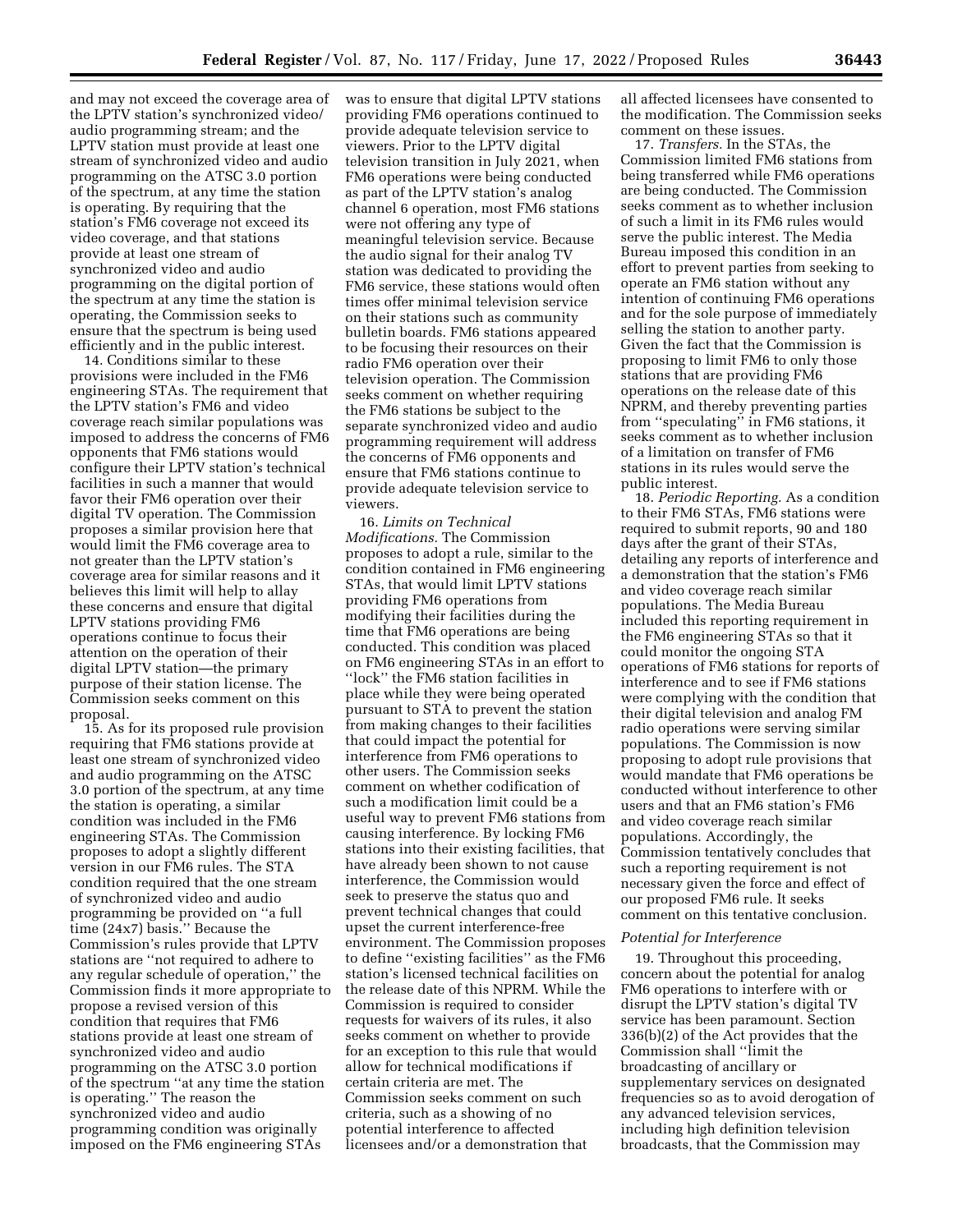and may not exceed the coverage area of the LPTV station's synchronized video/audio programming stream; and the LPTV station must provide at least one stream of synchronized video and audio programming on the ATSC 3.0 portion of the spectrum, at any time the station is operating. By requiring that the station's FM6 coverage not exceed its video coverage, and that stations provide at least one stream of synchronized video and audio programming on the digital portion of the spectrum at any time the station is operating, the Commission seeks to ensure that the spectrum is being used efficiently and in the public interest.

14. Conditions similar to these provisions were included in the FM6 engineering STAs. The requirement that the LPTV station's FM6 and video coverage reach similar populations was imposed to address the concerns of FM6 opponents that FM6 stations would configure their LPTV station's technical facilities in such a manner that would favor their FM6 operation over their digital TV operation. The Commission proposes a similar provision here that would limit the FM6 coverage area to not greater than the LPTV station's coverage area for similar reasons and it believes this limit will help to allay these concerns and ensure that digital LPTV stations providing FM6 operations continue to focus their attention on the operation of their digital LPTV station—the primary purpose of their station license. The Commission seeks comment on this proposal.

15. As for its proposed rule provision requiring that FM6 stations provide at least one stream of synchronized video and audio programming on the ATSC 3.0 portion of the spectrum, at any time the station is operating, a similar condition was included in the FM6 engineering STAs. The Commission proposes to adopt a slightly different version in our FM6 rules. The STA condition required that the one stream of synchronized video and audio programming be provided on ''a full time (24x7) basis.'' Because the Commission's rules provide that LPTV stations are ''not required to adhere to any regular schedule of operation,'' the Commission finds it more appropriate to propose a revised version of this condition that requires that FM6 stations provide at least one stream of synchronized video and audio programming on the ATSC 3.0 portion of the spectrum ''at any time the station is operating.'' The reason the synchronized video and audio programming condition was originally imposed on the FM6 engineering STAs was to ensure that digital LPTV stations providing FM6 operations continued to provide adequate television service to viewers. Prior to the LPTV digital television transition in July 2021, when FM6 operations were being conducted as part of the LPTV station's analog channel 6 operation, most FM6 stations were not offering any type of meaningful television service. Because the audio signal for their analog TV station was dedicated to providing the FM6 service, these stations would often times offer minimal television service on their stations such as community bulletin boards. FM6 stations appeared to be focusing their resources on their radio FM6 operation over their television operation. The Commission seeks comment on whether requiring the FM6 stations be subject to the separate synchronized video and audio programming requirement will address the concerns of FM6 opponents and ensure that FM6 stations continue to provide adequate television service to viewers.

16. *Limits on Technical Modifications.* The Commission proposes to adopt a rule, similar to the condition contained in FM6 engineering STAs, that would limit LPTV stations providing FM6 operations from modifying their facilities during the time that FM6 operations are being conducted. This condition was placed on FM6 engineering STAs in an effort to ''lock'' the FM6 station facilities in place while they were being operated pursuant to STA to prevent the station from making changes to their facilities that could impact the potential for interference from FM6 operations to other users. The Commission seeks comment on whether codification of such a modification limit could be a useful way to prevent FM6 stations from causing interference. By locking FM6 stations into their existing facilities, that have already been shown to not cause interference, the Commission would seek to preserve the status quo and prevent technical changes that could upset the current interference-free environment. The Commission proposes to define ''existing facilities'' as the FM6 station's licensed technical facilities on the release date of this NPRM. While the Commission is required to consider requests for waivers of its rules, it also seeks comment on whether to provide for an exception to this rule that would allow for technical modifications if certain criteria are met. The Commission seeks comment on such criteria, such as a showing of no potential interference to affected licensees and/or a demonstration that all affected licensees have consented to the modification. The Commission seeks comment on these issues.

17. *Transfers.* In the STAs, the Commission limited FM6 stations from being transferred while FM6 operations are being conducted. The Commission seeks comment as to whether inclusion of such a limit in its FM6 rules would serve the public interest. The Media Bureau imposed this condition in an effort to prevent parties from seeking to operate an FM6 station without any intention of continuing FM6 operations and for the sole purpose of immediately selling the station to another party. Given the fact that the Commission is proposing to limit FM6 to only those stations that are providing FM6 operations on the release date of this NPRM, and thereby preventing parties from ''speculating'' in FM6 stations, it seeks comment as to whether inclusion of a limitation on transfer of FM6 stations in its rules would serve the public interest.

18. *Periodic Reporting.* As a condition to their FM6 STAs, FM6 stations were required to submit reports, 90 and 180 days after the grant of their STAs, detailing any reports of interference and a demonstration that the station's FM6 and video coverage reach similar populations. The Media Bureau included this reporting requirement in the FM6 engineering STAs so that it could monitor the ongoing STA operations of FM6 stations for reports of interference and to see if FM6 stations were complying with the condition that their digital television and analog FM radio operations were serving similar populations. The Commission is now proposing to adopt rule provisions that would mandate that FM6 operations be conducted without interference to other users and that an FM6 station's FM6 and video coverage reach similar populations. Accordingly, the Commission tentatively concludes that such a reporting requirement is not necessary given the force and effect of our proposed FM6 rule. It seeks comment on this tentative conclusion.

*Potential for Interference*

19. Throughout this proceeding, concern about the potential for analog FM6 operations to interfere with or disrupt the LPTV station's digital TV service has been paramount. Section 336(b)(2) of the Act provides that the Commission shall ''limit the broadcasting of ancillary or supplementary services on designated frequencies so as to avoid derogation of any advanced television services, including high definition television broadcasts, that the Commission may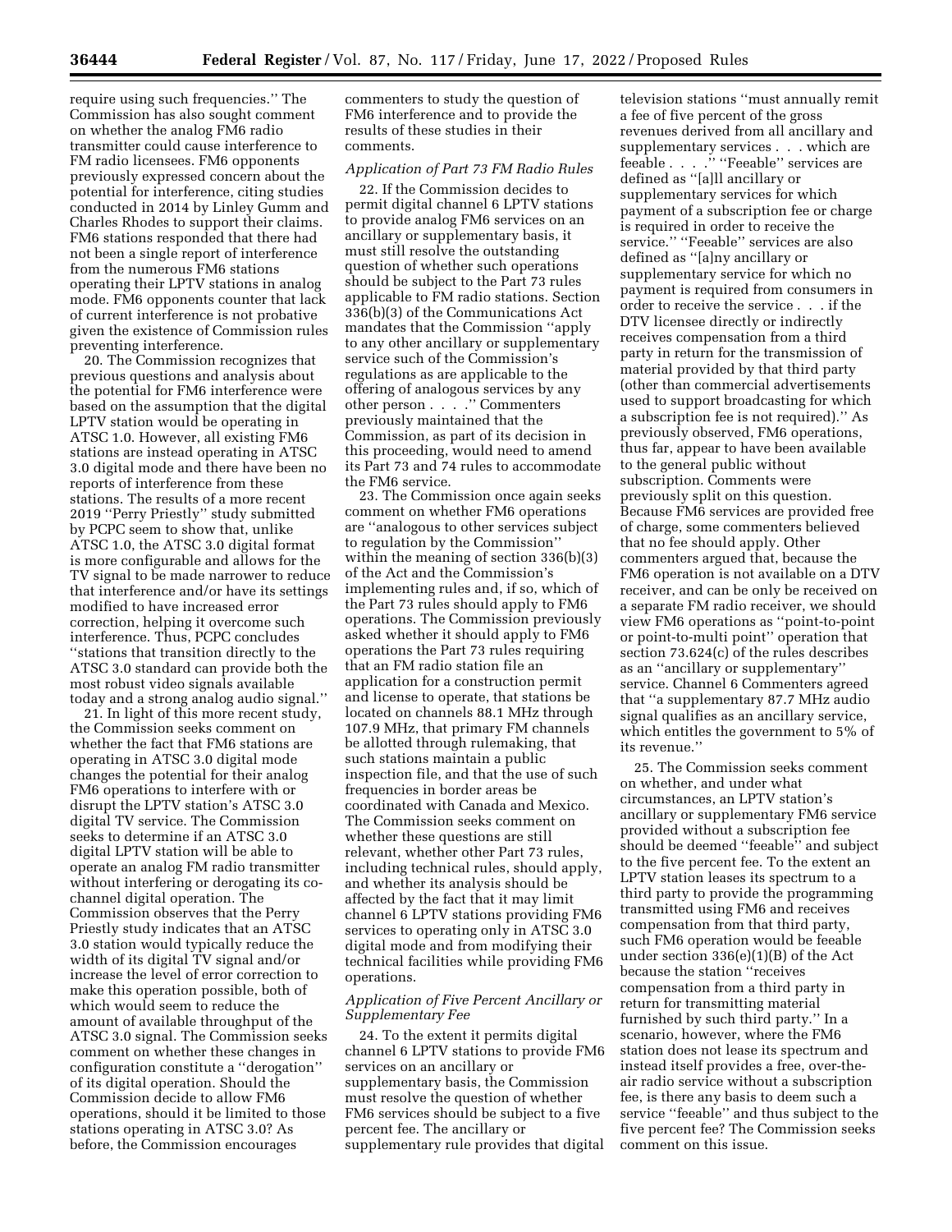require using such frequencies.'' The Commission has also sought comment on whether the analog FM6 radio transmitter could cause interference to FM radio licensees. FM6 opponents previously expressed concern about the potential for interference, citing studies conducted in 2014 by Linley Gumm and Charles Rhodes to support their claims. FM6 stations responded that there had not been a single report of interference from the numerous FM6 stations operating their LPTV stations in analog mode. FM6 opponents counter that lack of current interference is not probative given the existence of Commission rules preventing interference.

20. The Commission recognizes that previous questions and analysis about the potential for FM6 interference were based on the assumption that the digital LPTV station would be operating in ATSC 1.0. However, all existing FM6 stations are instead operating in ATSC 3.0 digital mode and there have been no reports of interference from these stations. The results of a more recent 2019 ''Perry Priestly'' study submitted by PCPC seem to show that, unlike ATSC 1.0, the ATSC 3.0 digital format is more configurable and allows for the TV signal to be made narrower to reduce that interference and/or have its settings modified to have increased error correction, helping it overcome such interference. Thus, PCPC concludes ''stations that transition directly to the ATSC 3.0 standard can provide both the most robust video signals available today and a strong analog audio signal.''

21. In light of this more recent study, the Commission seeks comment on whether the fact that FM6 stations are operating in ATSC 3.0 digital mode changes the potential for their analog FM6 operations to interfere with or disrupt the LPTV station's ATSC 3.0 digital TV service. The Commission seeks to determine if an ATSC 3.0 digital LPTV station will be able to operate an analog FM radio transmitter without interfering or derogating its co-channel digital operation. The Commission observes that the Perry Priestly study indicates that an ATSC 3.0 station would typically reduce the width of its digital TV signal and/or increase the level of error correction to make this operation possible, both of which would seem to reduce the amount of available throughput of the ATSC 3.0 signal. The Commission seeks comment on whether these changes in configuration constitute a ''derogation'' of its digital operation. Should the Commission decide to allow FM6 operations, should it be limited to those stations operating in ATSC 3.0? As before, the Commission encourages commenters to study the question of FM6 interference and to provide the results of these studies in their comments.

*Application of Part 73 FM Radio Rules*

22. If the Commission decides to permit digital channel 6 LPTV stations to provide analog FM6 services on an ancillary or supplementary basis, it must still resolve the outstanding question of whether such operations should be subject to the Part 73 rules applicable to FM radio stations. Section 336(b)(3) of the Communications Act mandates that the Commission ''apply to any other ancillary or supplementary service such of the Commission's regulations as are applicable to the offering of analogous services by any other person . . . .'' Commenters previously maintained that the Commission, as part of its decision in this proceeding, would need to amend its Part 73 and 74 rules to accommodate the FM6 service.

23. The Commission once again seeks comment on whether FM6 operations are ''analogous to other services subject to regulation by the Commission'' within the meaning of section 336(b)(3) of the Act and the Commission's implementing rules and, if so, which of the Part 73 rules should apply to FM6 operations. The Commission previously asked whether it should apply to FM6 operations the Part 73 rules requiring that an FM radio station file an application for a construction permit and license to operate, that stations be located on channels 88.1 MHz through 107.9 MHz, that primary FM channels be allotted through rulemaking, that such stations maintain a public inspection file, and that the use of such frequencies in border areas be coordinated with Canada and Mexico. The Commission seeks comment on whether these questions are still relevant, whether other Part 73 rules, including technical rules, should apply, and whether its analysis should be affected by the fact that it may limit channel 6 LPTV stations providing FM6 services to operating only in ATSC 3.0 digital mode and from modifying their technical facilities while providing FM6 operations.

*Application of Five Percent Ancillary or Supplementary Fee*

24. To the extent it permits digital channel 6 LPTV stations to provide FM6 services on an ancillary or supplementary basis, the Commission must resolve the question of whether FM6 services should be subject to a five percent fee. The ancillary or supplementary rule provides that digital television stations ''must annually remit a fee of five percent of the gross revenues derived from all ancillary and supplementary services . . . which are feeable . . . .'' ''Feeable'' services are defined as ''[a]ll ancillary or supplementary services for which payment of a subscription fee or charge is required in order to receive the service.'' ''Feeable'' services are also defined as ''[a]ny ancillary or supplementary service for which no payment is required from consumers in order to receive the service . . . if the DTV licensee directly or indirectly receives compensation from a third party in return for the transmission of material provided by that third party (other than commercial advertisements used to support broadcasting for which a subscription fee is not required).'' As previously observed, FM6 operations, thus far, appear to have been available to the general public without subscription. Comments were previously split on this question. Because FM6 services are provided free of charge, some commenters believed that no fee should apply. Other commenters argued that, because the FM6 operation is not available on a DTV receiver, and can be only be received on a separate FM radio receiver, we should view FM6 operations as ''point-to-point or point-to-multi point'' operation that section 73.624(c) of the rules describes as an ''ancillary or supplementary'' service. Channel 6 Commenters agreed that ''a supplementary 87.7 MHz audio signal qualifies as an ancillary service, which entitles the government to 5% of its revenue.''

25. The Commission seeks comment on whether, and under what circumstances, an LPTV station's ancillary or supplementary FM6 service provided without a subscription fee should be deemed ''feeable'' and subject to the five percent fee. To the extent an LPTV station leases its spectrum to a third party to provide the programming transmitted using FM6 and receives compensation from that third party, such FM6 operation would be feeable under section 336(e)(1)(B) of the Act because the station ''receives compensation from a third party in return for transmitting material furnished by such third party.'' In a scenario, however, where the FM6 station does not lease its spectrum and instead itself provides a free, over-the-air radio service without a subscription fee, is there any basis to deem such a service ''feeable'' and thus subject to the five percent fee? The Commission seeks comment on this issue.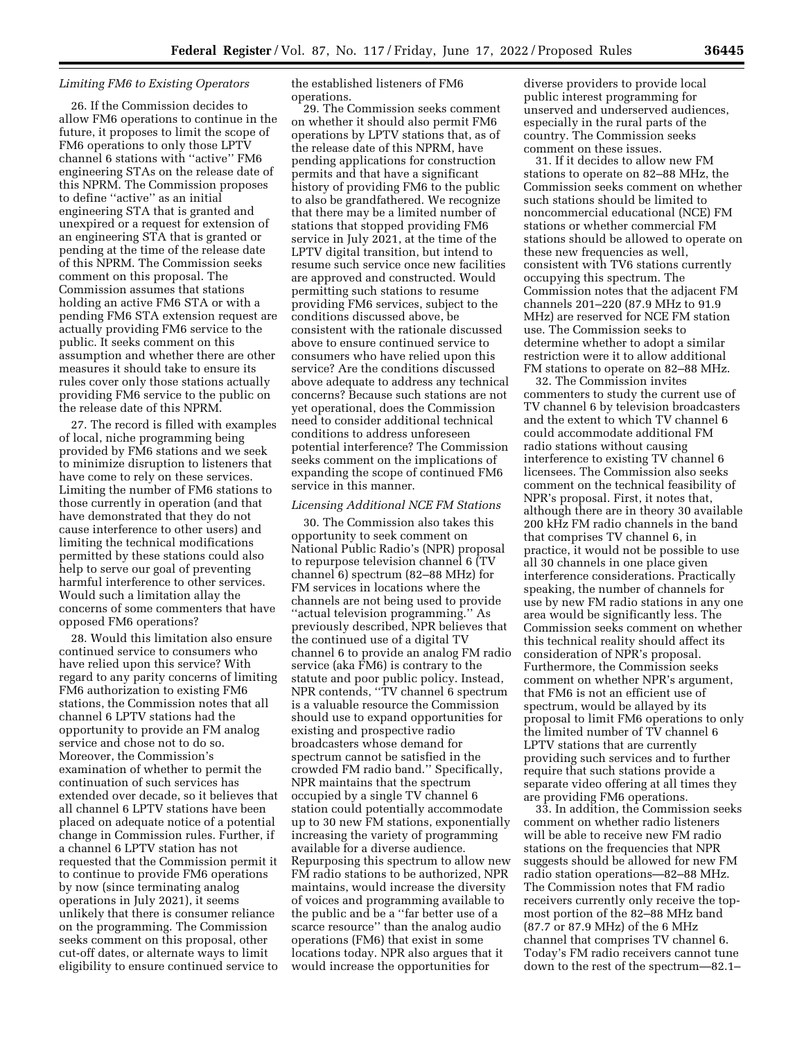### *Limiting FM6 to Existing Operators*

26. If the Commission decides to allow FM6 operations to continue in the future, it proposes to limit the scope of FM6 operations to only those LPTV channel 6 stations with ''active'' FM6 engineering STAs on the release date of this NPRM. The Commission proposes to define ''active'' as an initial engineering STA that is granted and unexpired or a request for extension of an engineering STA that is granted or pending at the time of the release date of this NPRM. The Commission seeks comment on this proposal. The Commission assumes that stations holding an active FM6 STA or with a pending FM6 STA extension request are actually providing FM6 service to the public. It seeks comment on this assumption and whether there are other measures it should take to ensure its rules cover only those stations actually providing FM6 service to the public on the release date of this NPRM.

27. The record is filled with examples of local, niche programming being provided by FM6 stations and we seek to minimize disruption to listeners that have come to rely on these services. Limiting the number of FM6 stations to those currently in operation (and that have demonstrated that they do not cause interference to other users) and limiting the technical modifications permitted by these stations could also help to serve our goal of preventing harmful interference to other services. Would such a limitation allay the concerns of some commenters that have opposed FM6 operations?

28. Would this limitation also ensure continued service to consumers who have relied upon this service? With regard to any parity concerns of limiting FM6 authorization to existing FM6 stations, the Commission notes that all channel 6 LPTV stations had the opportunity to provide an FM analog service and chose not to do so. Moreover, the Commission's examination of whether to permit the continuation of such services has extended over decade, so it believes that all channel 6 LPTV stations have been placed on adequate notice of a potential change in Commission rules. Further, if a channel 6 LPTV station has not requested that the Commission permit it to continue to provide FM6 operations by now (since terminating analog operations in July 2021), it seems unlikely that there is consumer reliance on the programming. The Commission seeks comment on this proposal, other cut-off dates, or alternate ways to limit eligibility to ensure continued service to the established listeners of FM6 operations.

29. The Commission seeks comment on whether it should also permit FM6 operations by LPTV stations that, as of the release date of this NPRM, have pending applications for construction permits and that have a significant history of providing FM6 to the public to also be grandfathered. We recognize that there may be a limited number of stations that stopped providing FM6 service in July 2021, at the time of the LPTV digital transition, but intend to resume such service once new facilities are approved and constructed. Would permitting such stations to resume providing FM6 services, subject to the conditions discussed above, be consistent with the rationale discussed above to ensure continued service to consumers who have relied upon this service? Are the conditions discussed above adequate to address any technical concerns? Because such stations are not yet operational, does the Commission need to consider additional technical conditions to address unforeseen potential interference? The Commission seeks comment on the implications of expanding the scope of continued FM6 service in this manner.

### *Licensing Additional NCE FM Stations*

30. The Commission also takes this opportunity to seek comment on National Public Radio's (NPR) proposal to repurpose television channel 6 (TV channel 6) spectrum (82–88 MHz) for FM services in locations where the channels are not being used to provide ''actual television programming.'' As previously described, NPR believes that the continued use of a digital TV channel 6 to provide an analog FM radio service (aka FM6) is contrary to the statute and poor public policy. Instead, NPR contends, ''TV channel 6 spectrum is a valuable resource the Commission should use to expand opportunities for existing and prospective radio broadcasters whose demand for spectrum cannot be satisfied in the crowded FM radio band.'' Specifically, NPR maintains that the spectrum occupied by a single TV channel 6 station could potentially accommodate up to 30 new FM stations, exponentially increasing the variety of programming available for a diverse audience. Repurposing this spectrum to allow new FM radio stations to be authorized, NPR maintains, would increase the diversity of voices and programming available to the public and be a ''far better use of a scarce resource'' than the analog audio operations (FM6) that exist in some locations today. NPR also argues that it would increase the opportunities for diverse providers to provide local public interest programming for unserved and underserved audiences, especially in the rural parts of the country. The Commission seeks comment on these issues.

31. If it decides to allow new FM stations to operate on 82–88 MHz, the Commission seeks comment on whether such stations should be limited to noncommercial educational (NCE) FM stations or whether commercial FM stations should be allowed to operate on these new frequencies as well, consistent with TV6 stations currently occupying this spectrum. The Commission notes that the adjacent FM channels 201–220 (87.9 MHz to 91.9 MHz) are reserved for NCE FM station use. The Commission seeks to determine whether to adopt a similar restriction were it to allow additional FM stations to operate on 82–88 MHz.

32. The Commission invites commenters to study the current use of TV channel 6 by television broadcasters and the extent to which TV channel 6 could accommodate additional FM radio stations without causing interference to existing TV channel 6 licensees. The Commission also seeks comment on the technical feasibility of NPR's proposal. First, it notes that, although there are in theory 30 available 200 kHz FM radio channels in the band that comprises TV channel 6, in practice, it would not be possible to use all 30 channels in one place given interference considerations. Practically speaking, the number of channels for use by new FM radio stations in any one area would be significantly less. The Commission seeks comment on whether this technical reality should affect its consideration of NPR's proposal. Furthermore, the Commission seeks comment on whether NPR's argument, that FM6 is not an efficient use of spectrum, would be allayed by its proposal to limit FM6 operations to only the limited number of TV channel 6 LPTV stations that are currently providing such services and to further require that such stations provide a separate video offering at all times they are providing FM6 operations.

33. In addition, the Commission seeks comment on whether radio listeners will be able to receive new FM radio stations on the frequencies that NPR suggests should be allowed for new FM radio station operations—82–88 MHz. The Commission notes that FM radio receivers currently only receive the top-most portion of the 82–88 MHz band (87.7 or 87.9 MHz) of the 6 MHz channel that comprises TV channel 6. Today's FM radio receivers cannot tune down to the rest of the spectrum—82.1–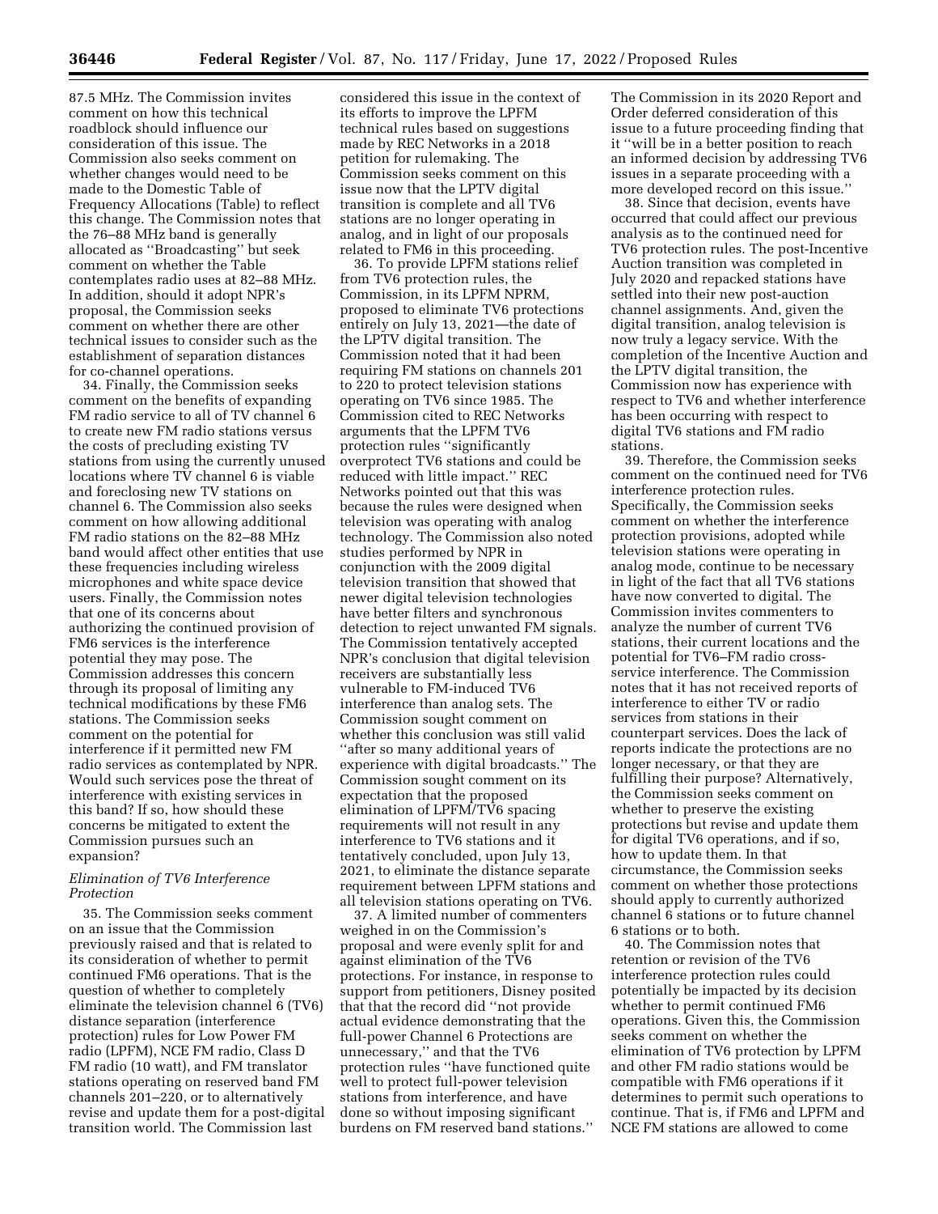87.5 MHz. The Commission invites comment on how this technical roadblock should influence our consideration of this issue. The Commission also seeks comment on whether changes would need to be made to the Domestic Table of Frequency Allocations (Table) to reflect this change. The Commission notes that the 76–88 MHz band is generally allocated as ''Broadcasting'' but seek comment on whether the Table contemplates radio uses at 82–88 MHz. In addition, should it adopt NPR's proposal, the Commission seeks comment on whether there are other technical issues to consider such as the establishment of separation distances for co-channel operations.

34. Finally, the Commission seeks comment on the benefits of expanding FM radio service to all of TV channel 6 to create new FM radio stations versus the costs of precluding existing TV stations from using the currently unused locations where TV channel 6 is viable and foreclosing new TV stations on channel 6. The Commission also seeks comment on how allowing additional FM radio stations on the 82–88 MHz band would affect other entities that use these frequencies including wireless microphones and white space device users. Finally, the Commission notes that one of its concerns about authorizing the continued provision of FM6 services is the interference potential they may pose. The Commission addresses this concern through its proposal of limiting any technical modifications by these FM6 stations. The Commission seeks comment on the potential for interference if it permitted new FM radio services as contemplated by NPR. Would such services pose the threat of interference with existing services in this band? If so, how should these concerns be mitigated to extent the Commission pursues such an expansion?

### *Elimination of TV6 Interference Protection*

35. The Commission seeks comment on an issue that the Commission previously raised and that is related to its consideration of whether to permit continued FM6 operations. That is the question of whether to completely eliminate the television channel 6 (TV6) distance separation (interference protection) rules for Low Power FM radio (LPFM), NCE FM radio, Class D FM radio (10 watt), and FM translator stations operating on reserved band FM channels 201–220, or to alternatively revise and update them for a post-digital transition world. The Commission last considered this issue in the context of its efforts to improve the LPFM technical rules based on suggestions made by REC Networks in a 2018 petition for rulemaking. The Commission seeks comment on this issue now that the LPTV digital transition is complete and all TV6 stations are no longer operating in analog, and in light of our proposals related to FM6 in this proceeding.

36. To provide LPFM stations relief from TV6 protection rules, the Commission, in its LPFM NPRM, proposed to eliminate TV6 protections entirely on July 13, 2021—the date of the LPTV digital transition. The Commission noted that it had been requiring FM stations on channels 201 to 220 to protect television stations operating on TV6 since 1985. The Commission cited to REC Networks arguments that the LPFM TV6 protection rules ''significantly overprotect TV6 stations and could be reduced with little impact.'' REC Networks pointed out that this was because the rules were designed when television was operating with analog technology. The Commission also noted studies performed by NPR in conjunction with the 2009 digital television transition that showed that newer digital television technologies have better filters and synchronous detection to reject unwanted FM signals. The Commission tentatively accepted NPR's conclusion that digital television receivers are substantially less vulnerable to FM-induced TV6 interference than analog sets. The Commission sought comment on whether this conclusion was still valid ''after so many additional years of experience with digital broadcasts.'' The Commission sought comment on its expectation that the proposed elimination of LPFM/TV6 spacing requirements will not result in any interference to TV6 stations and it tentatively concluded, upon July 13, 2021, to eliminate the distance separate requirement between LPFM stations and all television stations operating on TV6.

37. A limited number of commenters weighed in on the Commission's proposal and were evenly split for and against elimination of the TV6 protections. For instance, in response to support from petitioners, Disney posited that that the record did ''not provide actual evidence demonstrating that the full-power Channel 6 Protections are unnecessary,'' and that the TV6 protection rules ''have functioned quite well to protect full-power television stations from interference, and have done so without imposing significant burdens on FM reserved band stations.'' The Commission in its 2020 Report and Order deferred consideration of this issue to a future proceeding finding that it ''will be in a better position to reach an informed decision by addressing TV6 issues in a separate proceeding with a more developed record on this issue.''

38. Since that decision, events have occurred that could affect our previous analysis as to the continued need for TV6 protection rules. The post-Incentive Auction transition was completed in July 2020 and repacked stations have settled into their new post-auction channel assignments. And, given the digital transition, analog television is now truly a legacy service. With the completion of the Incentive Auction and the LPTV digital transition, the Commission now has experience with respect to TV6 and whether interference has been occurring with respect to digital TV6 stations and FM radio stations.

39. Therefore, the Commission seeks comment on the continued need for TV6 interference protection rules. Specifically, the Commission seeks comment on whether the interference protection provisions, adopted while television stations were operating in analog mode, continue to be necessary in light of the fact that all TV6 stations have now converted to digital. The Commission invites commenters to analyze the number of current TV6 stations, their current locations and the potential for TV6–FM radio cross-service interference. The Commission notes that it has not received reports of interference to either TV or radio services from stations in their counterpart services. Does the lack of reports indicate the protections are no longer necessary, or that they are fulfilling their purpose? Alternatively, the Commission seeks comment on whether to preserve the existing protections but revise and update them for digital TV6 operations, and if so, how to update them. In that circumstance, the Commission seeks comment on whether those protections should apply to currently authorized channel 6 stations or to future channel 6 stations or to both.

40. The Commission notes that retention or revision of the TV6 interference protection rules could potentially be impacted by its decision whether to permit continued FM6 operations. Given this, the Commission seeks comment on whether the elimination of TV6 protection by LPFM and other FM radio stations would be compatible with FM6 operations if it determines to permit such operations to continue. That is, if FM6 and LPFM and NCE FM stations are allowed to come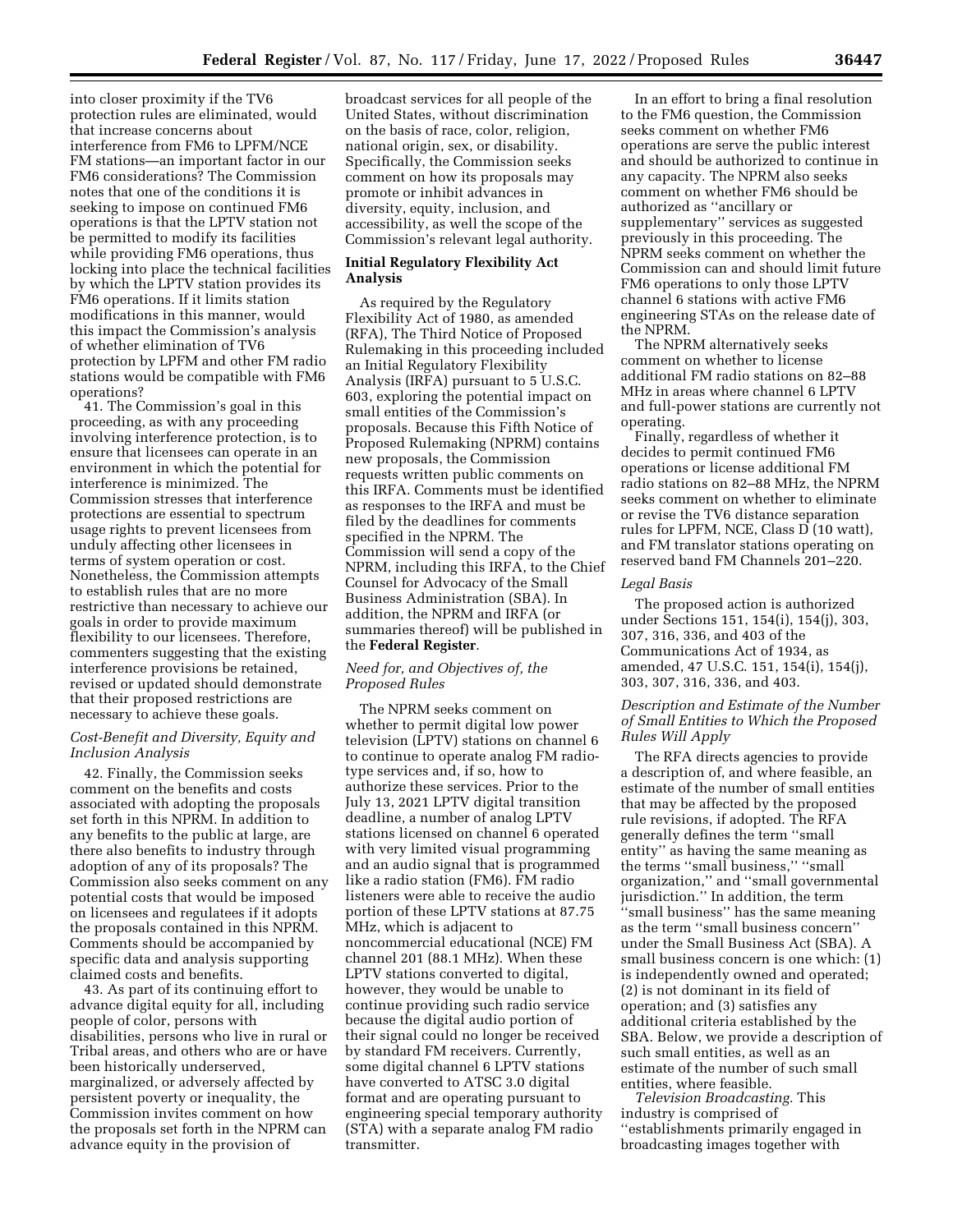into closer proximity if the TV6 protection rules are eliminated, would that increase concerns about interference from FM6 to LPFM/NCE FM stations—an important factor in our FM6 considerations? The Commission notes that one of the conditions it is seeking to impose on continued FM6 operations is that the LPTV station not be permitted to modify its facilities while providing FM6 operations, thus locking into place the technical facilities by which the LPTV station provides its FM6 operations. If it limits station modifications in this manner, would this impact the Commission's analysis of whether elimination of TV6 protection by LPFM and other FM radio stations would be compatible with FM6 operations?

41. The Commission's goal in this proceeding, as with any proceeding involving interference protection, is to ensure that licensees can operate in an environment in which the potential for interference is minimized. The Commission stresses that interference protections are essential to spectrum usage rights to prevent licensees from unduly affecting other licensees in terms of system operation or cost. Nonetheless, the Commission attempts to establish rules that are no more restrictive than necessary to achieve our goals in order to provide maximum flexibility to our licensees. Therefore, commenters suggesting that the existing interference provisions be retained, revised or updated should demonstrate that their proposed restrictions are necessary to achieve these goals.

*Cost-Benefit and Diversity, Equity and Inclusion Analysis*

42. Finally, the Commission seeks comment on the benefits and costs associated with adopting the proposals set forth in this NPRM. In addition to any benefits to the public at large, are there also benefits to industry through adoption of any of its proposals? The Commission also seeks comment on any potential costs that would be imposed on licensees and regulatees if it adopts the proposals contained in this NPRM. Comments should be accompanied by specific data and analysis supporting claimed costs and benefits.

43. As part of its continuing effort to advance digital equity for all, including people of color, persons with disabilities, persons who live in rural or Tribal areas, and others who are or have been historically underserved, marginalized, or adversely affected by persistent poverty or inequality, the Commission invites comment on how the proposals set forth in the NPRM can advance equity in the provision of broadcast services for all people of the United States, without discrimination on the basis of race, color, religion, national origin, sex, or disability. Specifically, the Commission seeks comment on how its proposals may promote or inhibit advances in diversity, equity, inclusion, and accessibility, as well the scope of the Commission's relevant legal authority.

**Initial Regulatory Flexibility Act Analysis**

As required by the Regulatory Flexibility Act of 1980, as amended (RFA), The Third Notice of Proposed Rulemaking in this proceeding included an Initial Regulatory Flexibility Analysis (IRFA) pursuant to 5 U.S.C. 603, exploring the potential impact on small entities of the Commission's proposals. Because this Fifth Notice of Proposed Rulemaking (NPRM) contains new proposals, the Commission requests written public comments on this IRFA. Comments must be identified as responses to the IRFA and must be filed by the deadlines for comments specified in the NPRM. The Commission will send a copy of the NPRM, including this IRFA, to the Chief Counsel for Advocacy of the Small Business Administration (SBA). In addition, the NPRM and IRFA (or summaries thereof) will be published in the **Federal Register**.

*Need for, and Objectives of, the Proposed Rules*

The NPRM seeks comment on whether to permit digital low power television (LPTV) stations on channel 6 to continue to operate analog FM radio-type services and, if so, how to authorize these services. Prior to the July 13, 2021 LPTV digital transition deadline, a number of analog LPTV stations licensed on channel 6 operated with very limited visual programming and an audio signal that is programmed like a radio station (FM6). FM radio listeners were able to receive the audio portion of these LPTV stations at 87.75 MHz, which is adjacent to noncommercial educational (NCE) FM channel 201 (88.1 MHz). When these LPTV stations converted to digital, however, they would be unable to continue providing such radio service because the digital audio portion of their signal could no longer be received by standard FM receivers. Currently, some digital channel 6 LPTV stations have converted to ATSC 3.0 digital format and are operating pursuant to engineering special temporary authority (STA) with a separate analog FM radio transmitter.

In an effort to bring a final resolution to the FM6 question, the Commission seeks comment on whether FM6 operations are serve the public interest and should be authorized to continue in any capacity. The NPRM also seeks comment on whether FM6 should be authorized as ''ancillary or supplementary'' services as suggested previously in this proceeding. The NPRM seeks comment on whether the Commission can and should limit future FM6 operations to only those LPTV channel 6 stations with active FM6 engineering STAs on the release date of the NPRM.

The NPRM alternatively seeks comment on whether to license additional FM radio stations on 82–88 MHz in areas where channel 6 LPTV and full-power stations are currently not operating.

Finally, regardless of whether it decides to permit continued FM6 operations or license additional FM radio stations on 82–88 MHz, the NPRM seeks comment on whether to eliminate or revise the TV6 distance separation rules for LPFM, NCE, Class D (10 watt), and FM translator stations operating on reserved band FM Channels 201–220.

*Legal Basis*

The proposed action is authorized under Sections 151, 154(i), 154(j), 303, 307, 316, 336, and 403 of the Communications Act of 1934, as amended, 47 U.S.C. 151, 154(i), 154(j), 303, 307, 316, 336, and 403.

*Description and Estimate of the Number of Small Entities to Which the Proposed Rules Will Apply*

The RFA directs agencies to provide a description of, and where feasible, an estimate of the number of small entities that may be affected by the proposed rule revisions, if adopted. The RFA generally defines the term ''small entity'' as having the same meaning as the terms ''small business,'' ''small organization,'' and ''small governmental jurisdiction.'' In addition, the term ''small business'' has the same meaning as the term ''small business concern'' under the Small Business Act (SBA). A small business concern is one which: (1) is independently owned and operated; (2) is not dominant in its field of operation; and (3) satisfies any additional criteria established by the SBA. Below, we provide a description of such small entities, as well as an estimate of the number of such small entities, where feasible.

*Television Broadcasting.* This industry is comprised of ''establishments primarily engaged in broadcasting images together with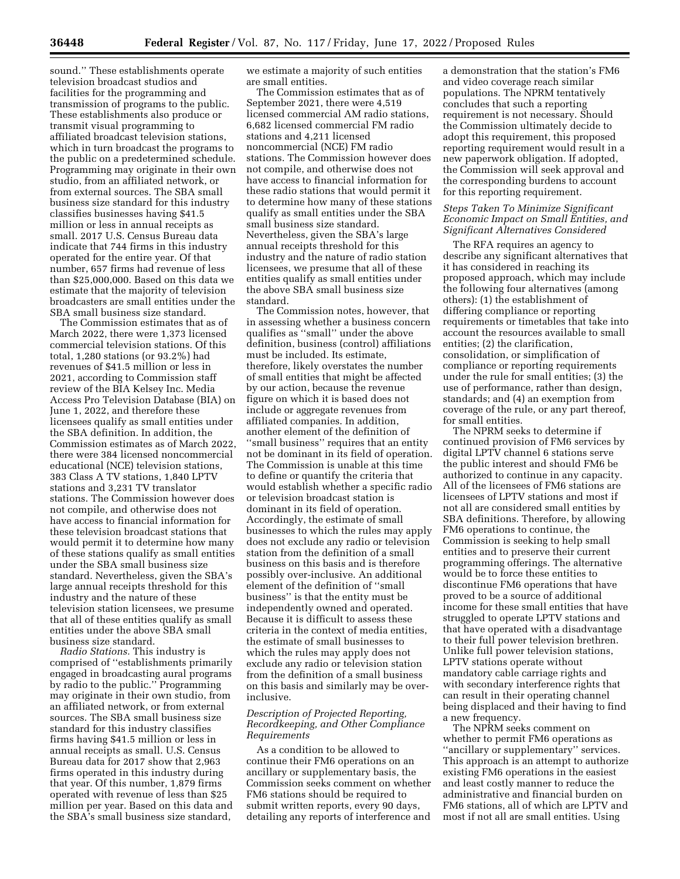sound.'' These establishments operate television broadcast studios and facilities for the programming and transmission of programs to the public. These establishments also produce or transmit visual programming to affiliated broadcast television stations, which in turn broadcast the programs to the public on a predetermined schedule. Programming may originate in their own studio, from an affiliated network, or from external sources. The SBA small business size standard for this industry classifies businesses having $41.5 million or less in annual receipts as small. 2017 U.S. Census Bureau data indicate that 744 firms in this industry operated for the entire year. Of that number, 657 firms had revenue of less than $25,000,000. Based on this data we estimate that the majority of television broadcasters are small entities under the SBA small business size standard.

The Commission estimates that as of March 2022, there were 1,373 licensed commercial television stations. Of this total, 1,280 stations (or 93.2%) had revenues of $41.5 million or less in 2021, according to Commission staff review of the BIA Kelsey Inc. Media Access Pro Television Database (BIA) on June 1, 2022, and therefore these licensees qualify as small entities under the SBA definition. In addition, the Commission estimates as of March 2022, there were 384 licensed noncommercial educational (NCE) television stations, 383 Class A TV stations, 1,840 LPTV stations and 3,231 TV translator stations. The Commission however does not compile, and otherwise does not have access to financial information for these television broadcast stations that would permit it to determine how many of these stations qualify as small entities under the SBA small business size standard. Nevertheless, given the SBA's large annual receipts threshold for this industry and the nature of these television station licensees, we presume that all of these entities qualify as small entities under the above SBA small business size standard.

*Radio Stations.* This industry is comprised of ''establishments primarily engaged in broadcasting aural programs by radio to the public.'' Programming may originate in their own studio, from an affiliated network, or from external sources. The SBA small business size standard for this industry classifies firms having $41.5 million or less in annual receipts as small. U.S. Census Bureau data for 2017 show that 2,963 firms operated in this industry during that year. Of this number, 1,879 firms operated with revenue of less than $25 million per year. Based on this data and the SBA's small business size standard, we estimate a majority of such entities are small entities.

The Commission estimates that as of September 2021, there were 4,519 licensed commercial AM radio stations, 6,682 licensed commercial FM radio stations and 4,211 licensed noncommercial (NCE) FM radio stations. The Commission however does not compile, and otherwise does not have access to financial information for these radio stations that would permit it to determine how many of these stations qualify as small entities under the SBA small business size standard. Nevertheless, given the SBA's large annual receipts threshold for this industry and the nature of radio station licensees, we presume that all of these entities qualify as small entities under the above SBA small business size standard.

The Commission notes, however, that in assessing whether a business concern qualifies as ''small'' under the above definition, business (control) affiliations must be included. Its estimate, therefore, likely overstates the number of small entities that might be affected by our action, because the revenue figure on which it is based does not include or aggregate revenues from affiliated companies. In addition, another element of the definition of ''small business'' requires that an entity not be dominant in its field of operation. The Commission is unable at this time to define or quantify the criteria that would establish whether a specific radio or television broadcast station is dominant in its field of operation. Accordingly, the estimate of small businesses to which the rules may apply does not exclude any radio or television station from the definition of a small business on this basis and is therefore possibly over-inclusive. An additional element of the definition of ''small business'' is that the entity must be independently owned and operated. Because it is difficult to assess these criteria in the context of media entities, the estimate of small businesses to which the rules may apply does not exclude any radio or television station from the definition of a small business on this basis and similarly may be over-inclusive.

### *Description of Projected Reporting, Recordkeeping, and Other Compliance Requirements*

As a condition to be allowed to continue their FM6 operations on an ancillary or supplementary basis, the Commission seeks comment on whether FM6 stations should be required to submit written reports, every 90 days, detailing any reports of interference and a demonstration that the station's FM6 and video coverage reach similar populations. The NPRM tentatively concludes that such a reporting requirement is not necessary. Should the Commission ultimately decide to adopt this requirement, this proposed reporting requirement would result in a new paperwork obligation. If adopted, the Commission will seek approval and the corresponding burdens to account for this reporting requirement.

### *Steps Taken To Minimize Significant Economic Impact on Small Entities, and Significant Alternatives Considered*

The RFA requires an agency to describe any significant alternatives that it has considered in reaching its proposed approach, which may include the following four alternatives (among others): (1) the establishment of differing compliance or reporting requirements or timetables that take into account the resources available to small entities; (2) the clarification, consolidation, or simplification of compliance or reporting requirements under the rule for small entities; (3) the use of performance, rather than design, standards; and (4) an exemption from coverage of the rule, or any part thereof, for small entities.

The NPRM seeks to determine if continued provision of FM6 services by digital LPTV channel 6 stations serve the public interest and should FM6 be authorized to continue in any capacity. All of the licensees of FM6 stations are licensees of LPTV stations and most if not all are considered small entities by SBA definitions. Therefore, by allowing FM6 operations to continue, the Commission is seeking to help small entities and to preserve their current programming offerings. The alternative would be to force these entities to discontinue FM6 operations that have proved to be a source of additional income for these small entities that have struggled to operate LPTV stations and that have operated with a disadvantage to their full power television brethren. Unlike full power television stations, LPTV stations operate without mandatory cable carriage rights and with secondary interference rights that can result in their operating channel being displaced and their having to find a new frequency.

The NPRM seeks comment on whether to permit FM6 operations as ''ancillary or supplementary'' services. This approach is an attempt to authorize existing FM6 operations in the easiest and least costly manner to reduce the administrative and financial burden on FM6 stations, all of which are LPTV and most if not all are small entities. Using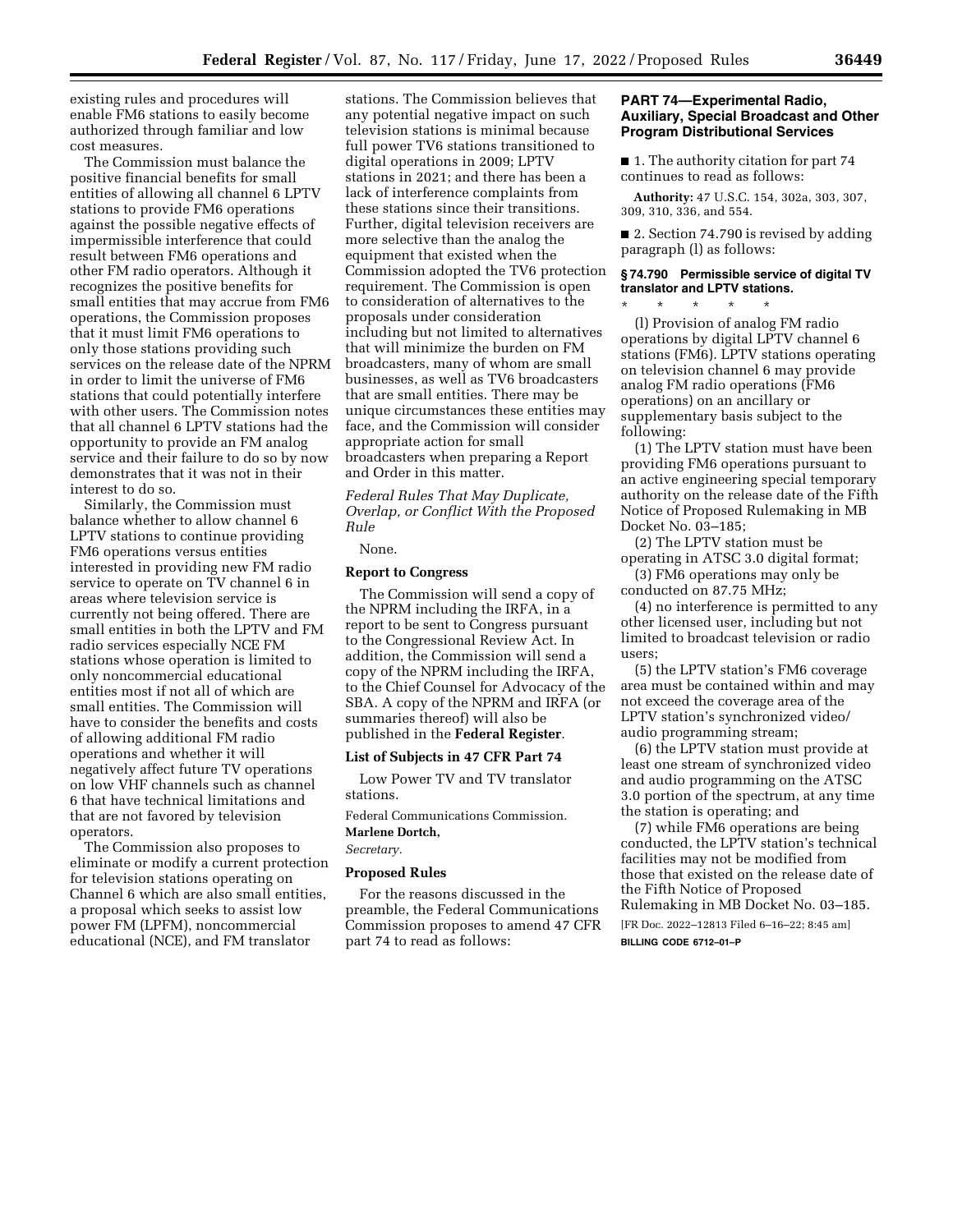existing rules and procedures will enable FM6 stations to easily become authorized through familiar and low cost measures.

The Commission must balance the positive financial benefits for small entities of allowing all channel 6 LPTV stations to provide FM6 operations against the possible negative effects of impermissible interference that could result between FM6 operations and other FM radio operators. Although it recognizes the positive benefits for small entities that may accrue from FM6 operations, the Commission proposes that it must limit FM6 operations to only those stations providing such services on the release date of the NPRM in order to limit the universe of FM6 stations that could potentially interfere with other users. The Commission notes that all channel 6 LPTV stations had the opportunity to provide an FM analog service and their failure to do so by now demonstrates that it was not in their interest to do so.

Similarly, the Commission must balance whether to allow channel 6 LPTV stations to continue providing FM6 operations versus entities interested in providing new FM radio service to operate on TV channel 6 in areas where television service is currently not being offered. There are small entities in both the LPTV and FM radio services especially NCE FM stations whose operation is limited to only noncommercial educational entities most if not all of which are small entities. The Commission will have to consider the benefits and costs of allowing additional FM radio operations and whether it will negatively affect future TV operations on low VHF channels such as channel 6 that have technical limitations and that are not favored by television operators.

The Commission also proposes to eliminate or modify a current protection for television stations operating on Channel 6 which are also small entities, a proposal which seeks to assist low power FM (LPFM), noncommercial educational (NCE), and FM translator stations. The Commission believes that any potential negative impact on such television stations is minimal because full power TV6 stations transitioned to digital operations in 2009; LPTV stations in 2021; and there has been a lack of interference complaints from these stations since their transitions. Further, digital television receivers are more selective than the analog the equipment that existed when the Commission adopted the TV6 protection requirement. The Commission is open to consideration of alternatives to the proposals under consideration including but not limited to alternatives that will minimize the burden on FM broadcasters, many of whom are small businesses, as well as TV6 broadcasters that are small entities. There may be unique circumstances these entities may face, and the Commission will consider appropriate action for small broadcasters when preparing a Report and Order in this matter.

*Federal Rules That May Duplicate, Overlap, or Conflict With the Proposed Rule*

None.

## Report to Congress

The Commission will send a copy of the NPRM including the IRFA, in a report to be sent to Congress pursuant to the Congressional Review Act. In addition, the Commission will send a copy of the NPRM including the IRFA, to the Chief Counsel for Advocacy of the SBA. A copy of the NPRM and IRFA (or summaries thereof) will also be published in the **Federal Register**.

## List of Subjects in 47 CFR Part 74

Low Power TV and TV translator stations.

Federal Communications Commission.

**Marlene Dortch,**

*Secretary.*

## Proposed Rules

For the reasons discussed in the preamble, the Federal Communications Commission proposes to amend 47 CFR part 74 to read as follows:

## PART 74—Experimental Radio, Auxiliary, Special Broadcast and Other Program Distributional Services

■ 1. The authority citation for part 74 continues to read as follows:

**Authority:** 47 U.S.C. 154, 302a, 303, 307, 309, 310, 336, and 554.

■ 2. Section 74.790 is revised by adding paragraph (l) as follows:

### § 74.790 Permissible service of digital TV translator and LPTV stations.

\* \* \* \* \*

(l) Provision of analog FM radio operations by digital LPTV channel 6 stations (FM6). LPTV stations operating on television channel 6 may provide analog FM radio operations (FM6 operations) on an ancillary or supplementary basis subject to the following:

(1) The LPTV station must have been providing FM6 operations pursuant to an active engineering special temporary authority on the release date of the Fifth Notice of Proposed Rulemaking in MB Docket No. 03–185;

(2) The LPTV station must be operating in ATSC 3.0 digital format;

(3) FM6 operations may only be conducted on 87.75 MHz;

(4) no interference is permitted to any other licensed user, including but not limited to broadcast television or radio users;

(5) the LPTV station's FM6 coverage area must be contained within and may not exceed the coverage area of the LPTV station's synchronized video/audio programming stream;

(6) the LPTV station must provide at least one stream of synchronized video and audio programming on the ATSC 3.0 portion of the spectrum, at any time the station is operating; and

(7) while FM6 operations are being conducted, the LPTV station's technical facilities may not be modified from those that existed on the release date of the Fifth Notice of Proposed Rulemaking in MB Docket No. 03–185.

[FR Doc. 2022–12813 Filed 6–16–22; 8:45 am]

**BILLING CODE 6712–01–P**